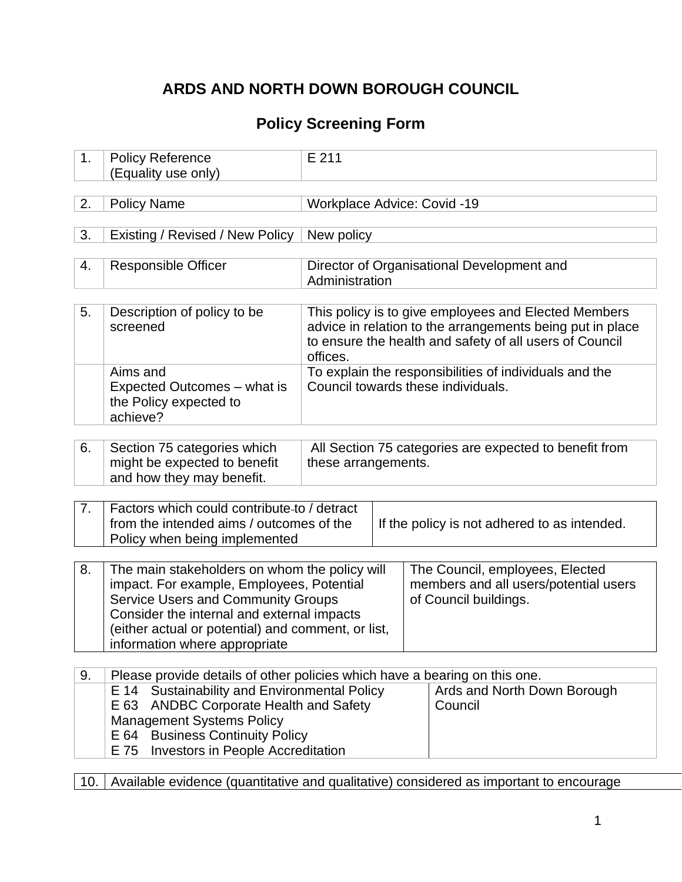# ARDS AND NORTH DOWN BOROUGH COUNCIL

## Policy Screening Form

| | | |
|---|---|---|
| 1. | Policy Reference (Equality use only) | E 211 |

| | | |
|---|---|---|
| 2. | Policy Name | Workplace Advice: Covid -19 |

| | | |
|---|---|---|
| 3. | Existing / Revised / New Policy | New policy |

| | | |
|---|---|---|
| 4. | Responsible Officer | Director of Organisational Development and Administration |

| | | |
|---|---|---|
| 5. | Description of policy to be screened | This policy is to give employees and Elected Members advice in relation to the arrangements being put in place to ensure the health and safety of all users of Council offices. |
| | Aims and Expected Outcomes – what is the Policy expected to achieve? | To explain the responsibilities of individuals and the Council towards these individuals. |

| | | |
|---|---|---|
| 6. | Section 75 categories which might be expected to benefit and how they may benefit. | All Section 75 categories are expected to benefit from these arrangements. |

| | | |
|---|---|---|
| 7. | Factors which could contribute to / detract from the intended aims / outcomes of the Policy when being implemented | If the policy is not adhered to as intended. |

| | | |
|---|---|---|
| 8. | The main stakeholders on whom the policy will impact. For example, Employees, Potential Service Users and Community Groups Consider the internal and external impacts (either actual or potential) and comment, or list, information where appropriate | The Council, employees, Elected members and all users/potential users of Council buildings. |

| | | |
|---|---|---|
| 9. | Please provide details of other policies which have a bearing on this one. | |
| | E 14 Sustainability and Environmental Policy<br>E 63 ANDBC Corporate Health and Safety Management Systems Policy<br>E 64 Business Continuity Policy<br>E 75 Investors in People Accreditation | Ards and North Down Borough Council |

| | |
|---|---|
| 10. | Available evidence (quantitative and qualitative) considered as important to encourage |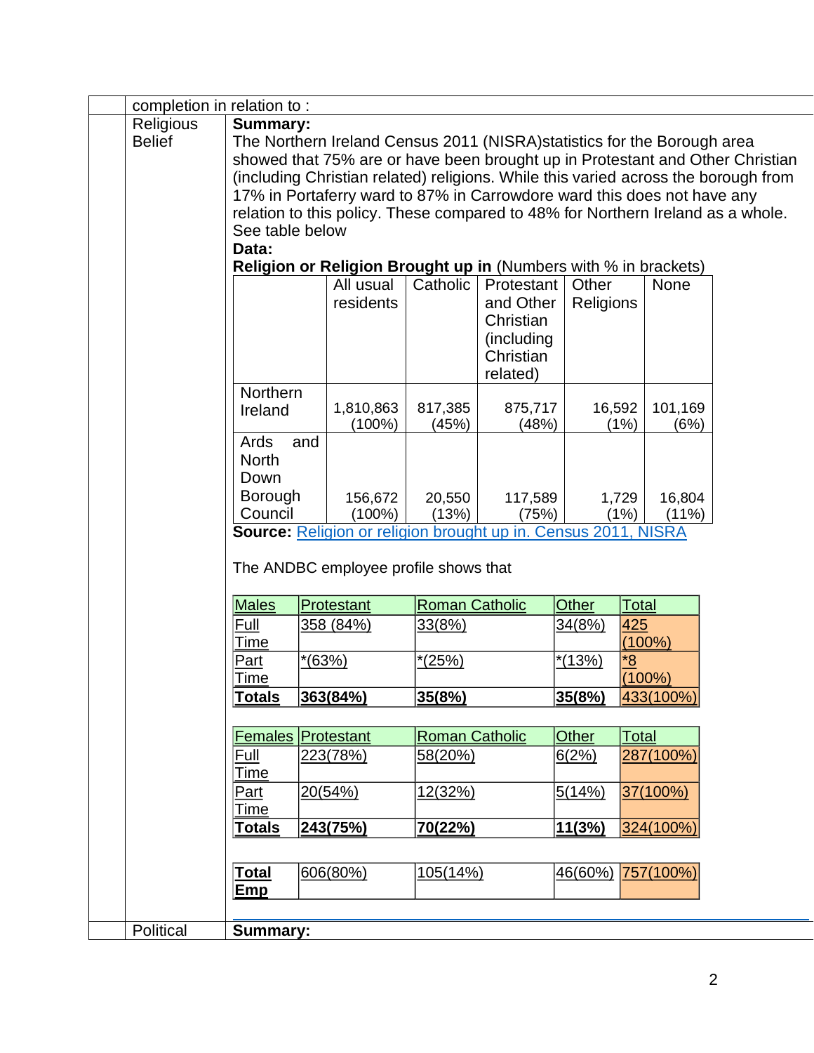completion in relation to :

**Religious Belief**

**Summary:**

The Northern Ireland Census 2011 (NISRA)statistics for the Borough area showed that 75% are or have been brought up in Protestant and Other Christian (including Christian related) religions. While this varied across the borough from 17% in Portaferry ward to 87% in Carrowdore ward this does not have any relation to this policy. These compared to 48% for Northern Ireland as a whole. See table below

**Data:**

**Religion or Religion Brought up in** (Numbers with % in brackets)

| | All usual residents | Catholic | Protestant and Other Christian (including Christian related) | Other Religions | None |
|---|---|---|---|---|---|
| Northern Ireland | 1,810,863 (100%) | 817,385 (45%) | 875,717 (48%) | 16,592 (1%) | 101,169 (6%) |
| Ards and North Down Borough Council | 156,672 (100%) | 20,550 (13%) | 117,589 (75%) | 1,729 (1%) | 16,804 (11%) |

**Source:** Religion or religion brought up in. Census 2011, NISRA

The ANDBC employee profile shows that

| Males | Protestant | Roman Catholic | Other | Total |
|---|---|---|---|---|
| Full Time | 358 (84%) | 33(8%) | 34(8%) | 425 (100%) |
| Part Time | *(63%) | *(25%) | *(13%) | *8 (100%) |
| **Totals** | **363(84%)** | **35(8%)** | **35(8%)** | 433(100%) |

| Females | Protestant | Roman Catholic | Other | Total |
|---|---|---|---|---|
| Full Time | 223(78%) | 58(20%) | 6(2%) | 287(100%) |
| Part Time | 20(54%) | 12(32%) | 5(14%) | 37(100%) |
| **Totals** | **243(75%)** | **70(22%)** | **11(3%)** | 324(100%) |

| **Total Emp** | 606(80%) | 105(14%) | 46(60%) | 757(100%) |
|---|---|---|---|---|

**Political**

**Summary:**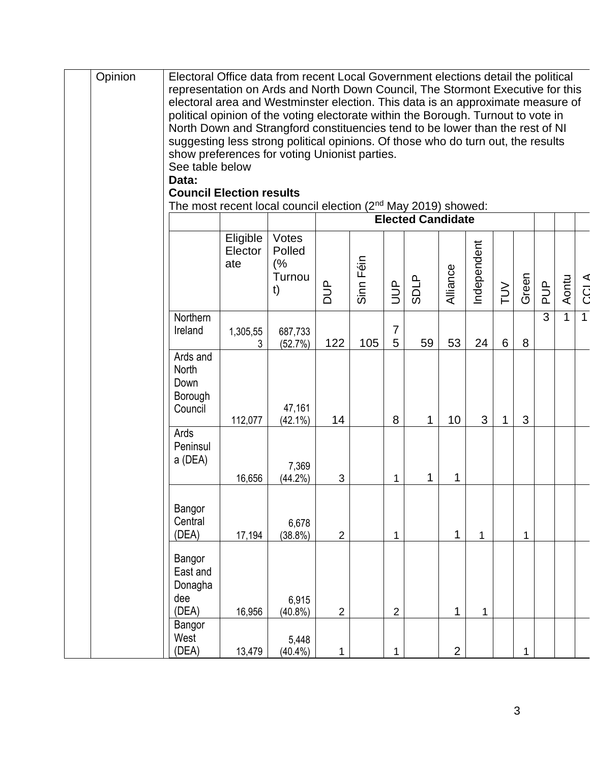| | Opinion | Electoral Office data from recent Local Government elections detail the political representation on Ards and North Down Council, The Stormont Executive for this electoral area and Westminster election. This data is an approximate measure of political opinion of the voting electorate within the Borough. Turnout to vote in North Down and Strangford constituencies tend to be lower than the rest of NI suggesting less strong political opinions. Of those who do turn out, the results show preferences for voting Unionist parties. |
|---|---|---|

See table below

**Data:**

**Council Election results**

The most recent local council election (2nd May 2019) showed:

| | | | Elected Candidate | | | | | | | | | | | |
|---|---|---|---|---|---|---|---|---|---|---|---|---|---|---|
| | Eligible Electorate | Votes Polled (% Turnout) | DUP | Sinn Féin | UUP | SDLP | Alliance | Independent | TUV | Green | PUP | Aontu | CCLA |
| Northern Ireland | 1,305,553 | 687,733 (52.7%) | 122 | 105 | 75 | 59 | 53 | 24 | 6 | 8 | 3 | 1 | 1 |
| Ards and North Down Borough Council | 112,077 | 47,161 (42.1%) | 14 | | 8 | 1 | 10 | 3 | 1 | 3 | | | |
| Ards Peninsula (DEA) | 16,656 | 7,369 (44.2%) | 3 | | 1 | 1 | 1 | | | | | | |
| Bangor Central (DEA) | 17,194 | 6,678 (38.8%) | 2 | | 1 | | 1 | 1 | | 1 | | | |
| Bangor East and Donaghadee (DEA) | 16,956 | 6,915 (40.8%) | 2 | | 2 | | 1 | 1 | | | | | |
| Bangor West (DEA) | 13,479 | 5,448 (40.4%) | 1 | | 1 | | 2 | | | 1 | | | |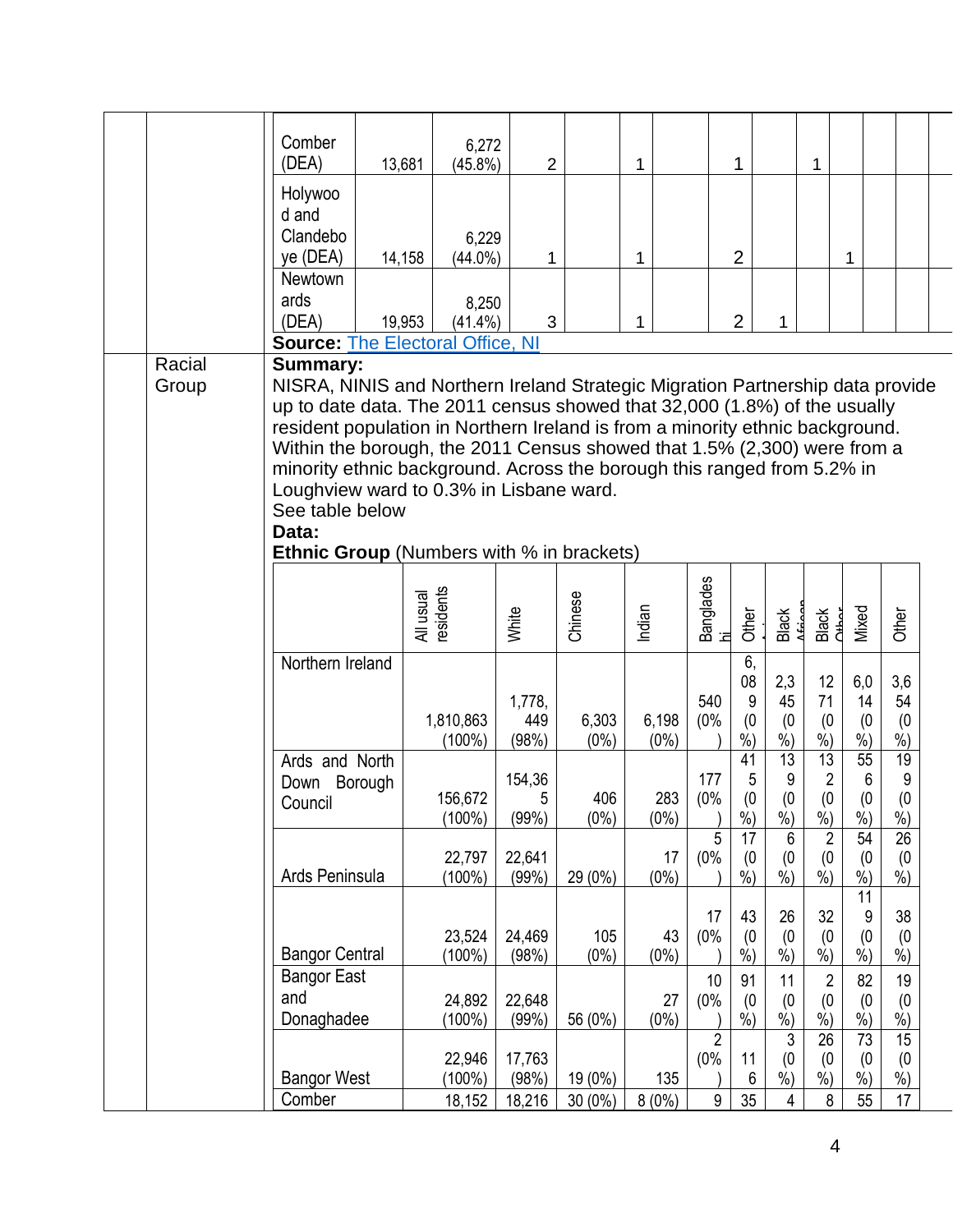| | | | | | | | | | | | | | |
|---|---|---|---|---|---|---|---|---|---|---|---|---|---|
| | | Comber (DEA) | 13,681 | 6,272 (45.8%) | 2 | | 1 | | 1 | | 1 | | |
| | | Holywood and Clandeboye (DEA) | 14,158 | 6,229 (44.0%) | 1 | | 1 | | 2 | | | 1 | |
| | | Newtownards (DEA) | 19,953 | 8,250 (41.4%) | 3 | | 1 | | 2 | 1 | | | |

**Source:** [The Electoral Office, NI]()

| | |
|---|---|
| Racial Group | **Summary:** NISRA, NINIS and Northern Ireland Strategic Migration Partnership data provide up to date data. The 2011 census showed that 32,000 (1.8%) of the usually resident population in Northern Ireland is from a minority ethnic background. Within the borough, the 2011 Census showed that 1.5% (2,300) were from a minority ethnic background. Across the borough this ranged from 5.2% in Loughview ward to 0.3% in Lisbane ward. See table below **Data:** |

**Ethnic Group** (Numbers with % in brackets)

| | All usual residents | White | Chinese | Indian | Bangladeshi | Other Asian | Black African | Black Other | Mixed | Other |
|---|---|---|---|---|---|---|---|---|---|---|
| Northern Ireland | 1,810,863 (100%) | 1,778,449 (98%) | 6,303 (0%) | 6,198 (0%) | 540 (0%) | 6,089 (0%) | 2,345 (0%) | 1271 (0%) | 6,014 (0%) | 3,654 (0%) |
| Ards and North Down Borough Council | 156,672 (100%) | 154,365 (99%) | 406 (0%) | 283 (0%) | 177 (0%) | 415 (0%) | 139 (0%) | 132 (0%) | 556 (0%) | 199 (0%) |
| Ards Peninsula | 22,797 (100%) | 22,641 (99%) | 29 (0%) | 17 (0%) | 5 (0%) | 17 (0%) | 6 (0%) | 2 (0%) | 54 (0%) | 26 (0%) |
| Bangor Central | 23,524 (100%) | 24,469 (98%) | 105 (0%) | 43 (0%) | 17 (0%) | 43 (0%) | 26 (0%) | 32 (0%) | 119 (0%) | 38 (0%) |
| Bangor East and Donaghadee | 24,892 (100%) | 22,648 (99%) | 56 (0%) | 27 (0%) | 10 (0%) | 91 (0%) | 11 (0%) | 2 (0%) | 82 (0%) | 19 (0%) |
| Bangor West | 22,946 (100%) | 17,763 (98%) | 19 (0%) | 135 | 2 (0%) | 116 | 3 (0%) | 26 (0%) | 73 (0%) | 15 (0%) |
| Comber | 18,152 | 18,216 | 30 (0%) | 8 (0%) | 9 | 35 | 4 | 8 | 55 | 17 |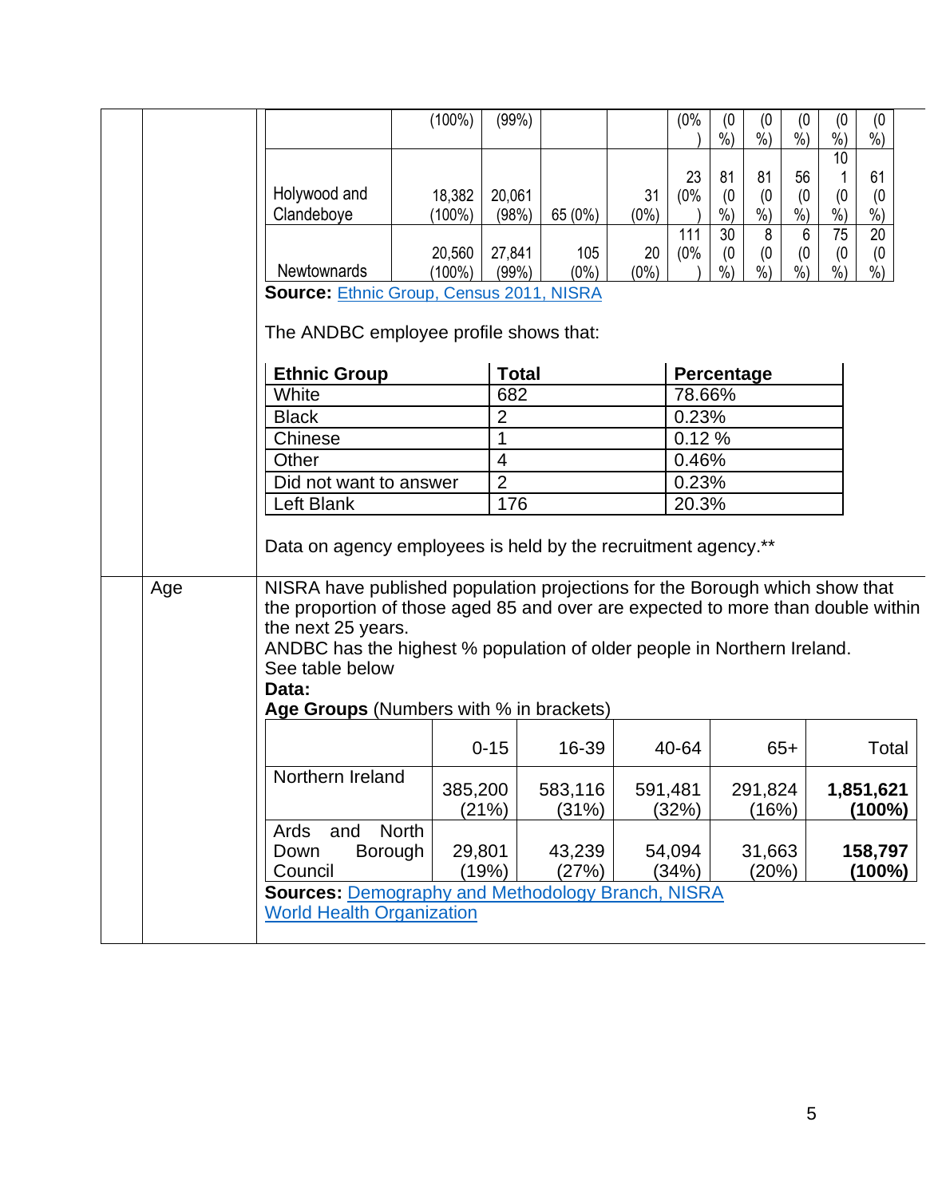| | | | | | | | | | | |
|---|---|---|---|---|---|---|---|---|---|---|
| | (100%) | (99%) | | | (0%) | (0%) | (0%) | (0%) | (0%) | (0%) |
| Holywood and Clandeboye | 18,382 (100%) | 20,061 (98%) | 65 (0%) | 31 (0%) | 23 (0%) | 81 (0%) | 81 (0%) | 56 (0%) | 101 (0%) | 61 (0%) |
| Newtownards | 20,560 (100%) | 27,841 (99%) | 105 (0%) | 20 (0%) | 111 (0%) | 30 (0%) | 8 (0%) | 6 (0%) | 75 (0%) | 20 (0%) |

**Source:** Ethnic Group, Census 2011, NISRA

The ANDBC employee profile shows that:

| Ethnic Group | Total | Percentage |
|---|---|---|
| White | 682 | 78.66% |
| Black | 2 | 0.23% |
| Chinese | 1 | 0.12 % |
| Other | 4 | 0.46% |
| Did not want to answer | 2 | 0.23% |
| Left Blank | 176 | 20.3% |

Data on agency employees is held by the recruitment agency.**

**Age**

NISRA have published population projections for the Borough which show that the proportion of those aged 85 and over are expected to more than double within the next 25 years.
ANDBC has the highest % population of older people in Northern Ireland.
See table below

**Data:**

**Age Groups** (Numbers with % in brackets)

| | 0-15 | 16-39 | 40-64 | 65+ | Total |
|---|---|---|---|---|---|
| Northern Ireland | 385,200 (21%) | 583,116 (31%) | 591,481 (32%) | 291,824 (16%) | **1,851,621 (100%)** |
| Ards and North Down Borough Council | 29,801 (19%) | 43,239 (27%) | 54,094 (34%) | 31,663 (20%) | **158,797 (100%)** |

**Sources:** Demography and Methodology Branch, NISRA
World Health Organization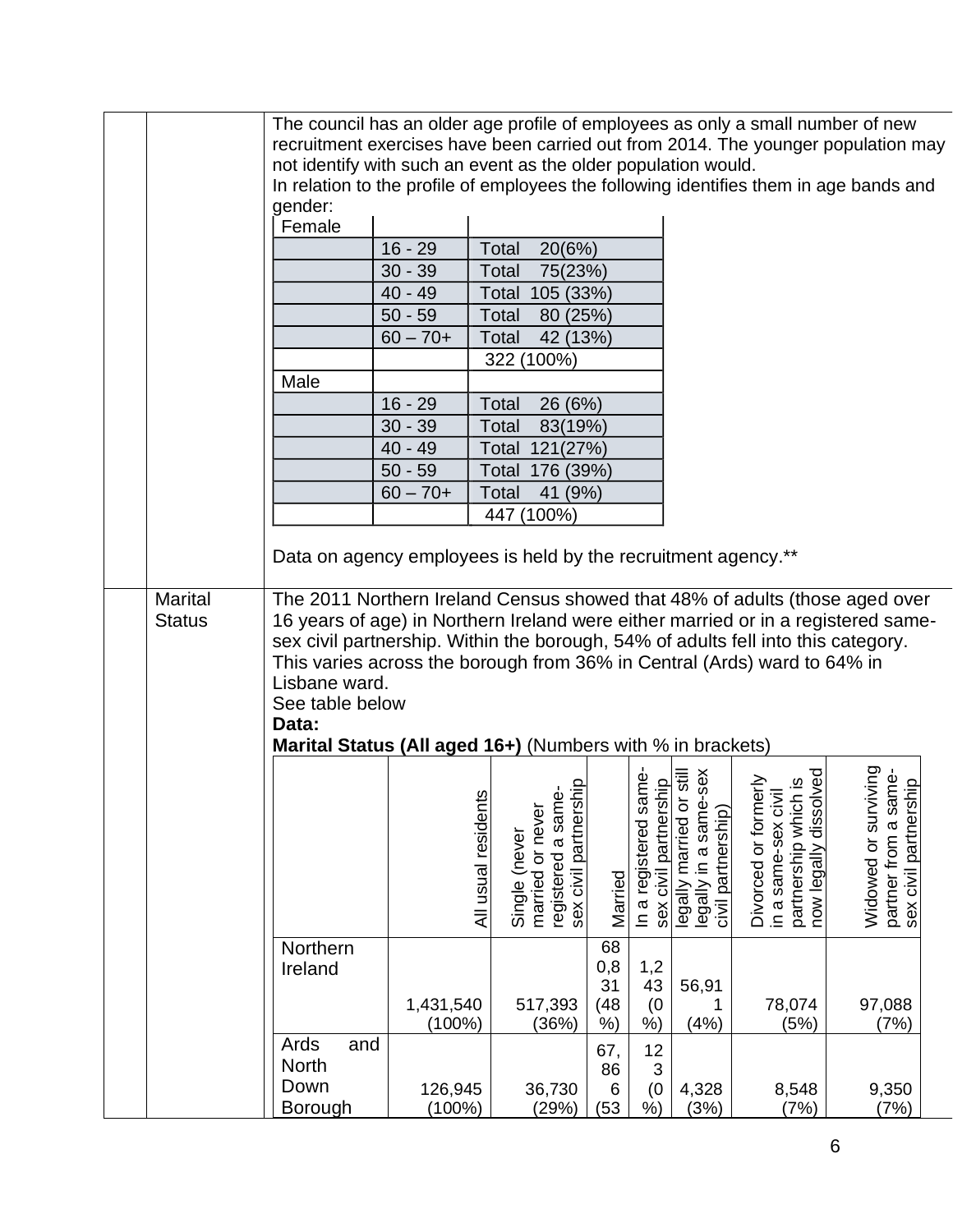The council has an older age profile of employees as only a small number of new recruitment exercises have been carried out from 2014. The younger population may not identify with such an event as the older population would.
In relation to the profile of employees the following identifies them in age bands and gender:

| Female | | |
|---|---|---|
| | 16 - 29 | Total 20(6%) |
| | 30 - 39 | Total 75(23%) |
| | 40 - 49 | Total 105 (33%) |
| | 50 - 59 | Total 80 (25%) |
| | 60 – 70+ | Total 42 (13%) |
| | | 322 (100%) |
| Male | | |
| | 16 - 29 | Total 26 (6%) |
| | 30 - 39 | Total 83(19%) |
| | 40 - 49 | Total 121(27%) |
| | 50 - 59 | Total 176 (39%) |
| | 60 – 70+ | Total 41 (9%) |
| | | 447 (100%) |

Data on agency employees is held by the recruitment agency.**

**Marital Status**

The 2011 Northern Ireland Census showed that 48% of adults (those aged over 16 years of age) in Northern Ireland were either married or in a registered same-sex civil partnership. Within the borough, 54% of adults fell into this category. This varies across the borough from 36% in Central (Ards) ward to 64% in Lisbane ward.
See table below
**Data:**
**Marital Status (All aged 16+)** (Numbers with % in brackets)

| | All usual residents | Single (never married or never registered a same-sex civil partnership | Married | In a registered same-sex civil partnership | legally married or still legally in a same-sex civil partnership) | Divorced or formerly in a same-sex civil partnership which is now legally dissolved | Widowed or surviving partner from a same-sex civil partnership |
|---|---|---|---|---|---|---|---|
| Northern Ireland | 1,431,540 (100%) | 517,393 (36%) | 680,831 (48%) | 1,243 (0%) | 56,911 (4%) | 78,074 (5%) | 97,088 (7%) |
| Ards and North Down Borough | 126,945 (100%) | 36,730 (29%) | 67,866 (53 | 123 (0%) | 4,328 (3%) | 8,548 (7%) | 9,350 (7%) |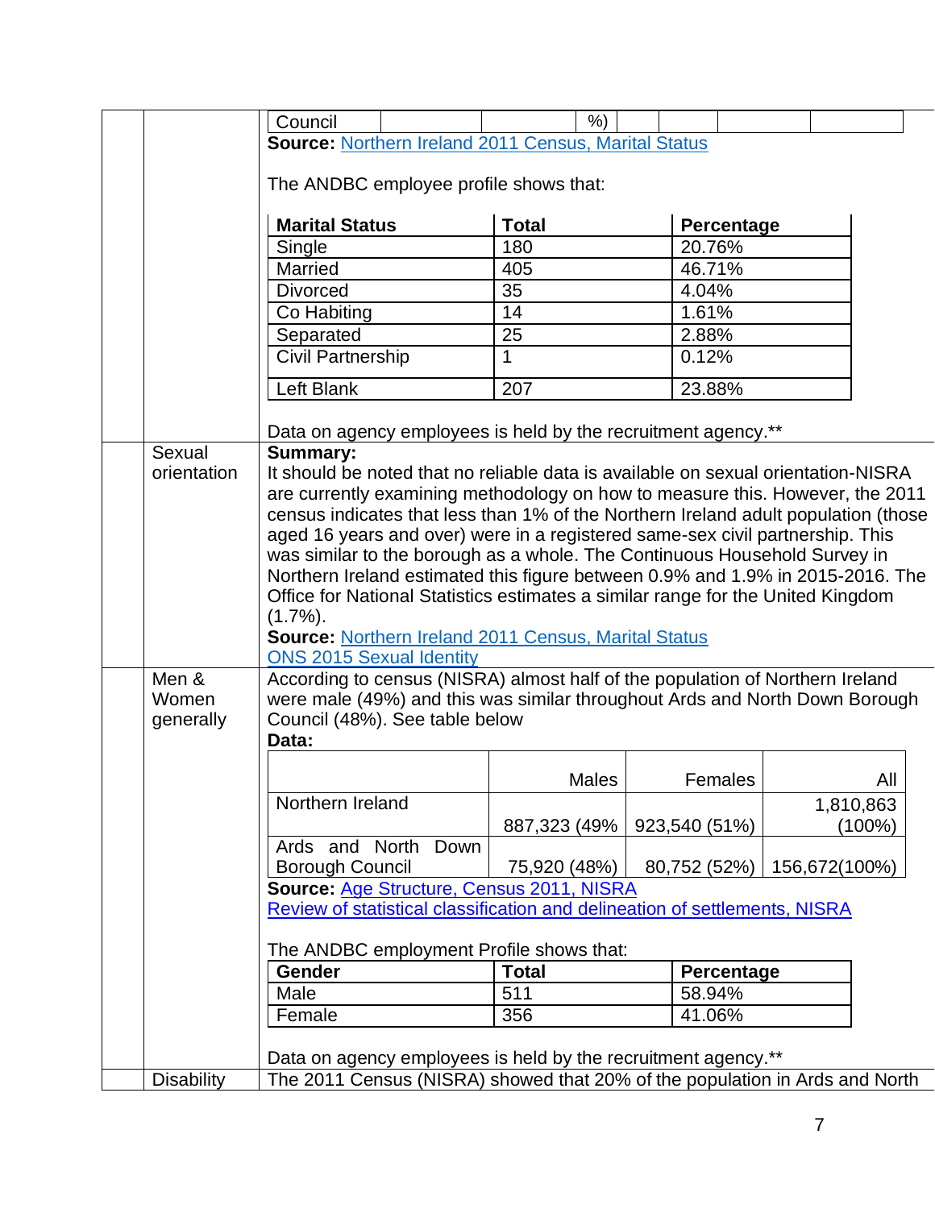| Council | | %) | | | | |
|---|---|---|---|---|---|---|

**Source:** Northern Ireland 2011 Census, Marital Status

The ANDBC employee profile shows that:

| Marital Status | Total | Percentage |
|---|---|---|
| Single | 180 | 20.76% |
| Married | 405 | 46.71% |
| Divorced | 35 | 4.04% |
| Co Habiting | 14 | 1.61% |
| Separated | 25 | 2.88% |
| Civil Partnership | 1 | 0.12% |
| Left Blank | 207 | 23.88% |

Data on agency employees is held by the recruitment agency.**

**Sexual orientation**

**Summary:**
It should be noted that no reliable data is available on sexual orientation-NISRA are currently examining methodology on how to measure this. However, the 2011 census indicates that less than 1% of the Northern Ireland adult population (those aged 16 years and over) were in a registered same-sex civil partnership. This was similar to the borough as a whole. The Continuous Household Survey in Northern Ireland estimated this figure between 0.9% and 1.9% in 2015-2016. The Office for National Statistics estimates a similar range for the United Kingdom (1.7%).
**Source:** Northern Ireland 2011 Census, Marital Status
ONS 2015 Sexual Identity

**Men & Women generally**

According to census (NISRA) almost half of the population of Northern Ireland were male (49%) and this was similar throughout Ards and North Down Borough Council (48%). See table below
**Data:**

| | Males | Females | All |
|---|---|---|---|
| Northern Ireland | 887,323 (49% | 923,540 (51%) | 1,810,863 (100%) |
| Ards and North Down Borough Council | 75,920 (48%) | 80,752 (52%) | 156,672(100%) |

**Source:** Age Structure, Census 2011, NISRA
Review of statistical classification and delineation of settlements, NISRA

The ANDBC employment Profile shows that:

| Gender | Total | Percentage |
|---|---|---|
| Male | 511 | 58.94% |
| Female | 356 | 41.06% |

Data on agency employees is held by the recruitment agency.**

**Disability**

The 2011 Census (NISRA) showed that 20% of the population in Ards and North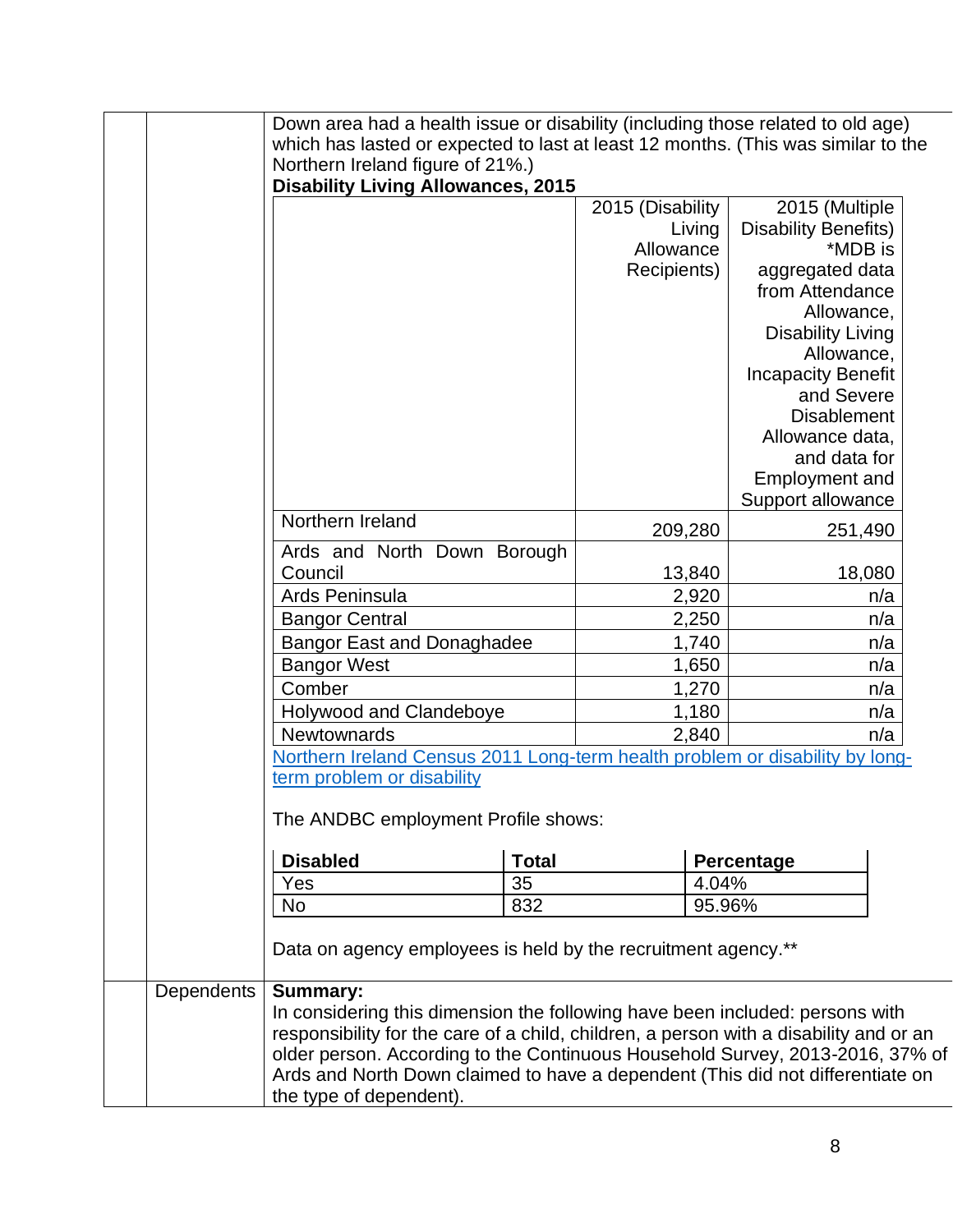Down area had a health issue or disability (including those related to old age) which has lasted or expected to last at least 12 months. (This was similar to the Northern Ireland figure of 21%.)

**Disability Living Allowances, 2015**

| | 2015 (Disability Living Allowance Recipients) | 2015 (Multiple Disability Benefits) *MDB is aggregated data from Attendance Allowance, Disability Living Allowance, Incapacity Benefit and Severe Disablement Allowance data, and data for Employment and Support allowance |
|---|---|---|
| Northern Ireland | 209,280 | 251,490 |
| Ards and North Down Borough Council | 13,840 | 18,080 |
| Ards Peninsula | 2,920 | n/a |
| Bangor Central | 2,250 | n/a |
| Bangor East and Donaghadee | 1,740 | n/a |
| Bangor West | 1,650 | n/a |
| Comber | 1,270 | n/a |
| Holywood and Clandeboye | 1,180 | n/a |
| Newtownards | 2,840 | n/a |

Northern Ireland Census 2011 Long-term health problem or disability by long-term problem or disability

The ANDBC employment Profile shows:

| Disabled | Total | Percentage |
|---|---|---|
| Yes | 35 | 4.04% |
| No | 832 | 95.96% |

Data on agency employees is held by the recruitment agency.**

**Dependents**

**Summary:**
In considering this dimension the following have been included: persons with responsibility for the care of a child, children, a person with a disability and or an older person. According to the Continuous Household Survey, 2013-2016, 37% of Ards and North Down claimed to have a dependent (This did not differentiate on the type of dependent).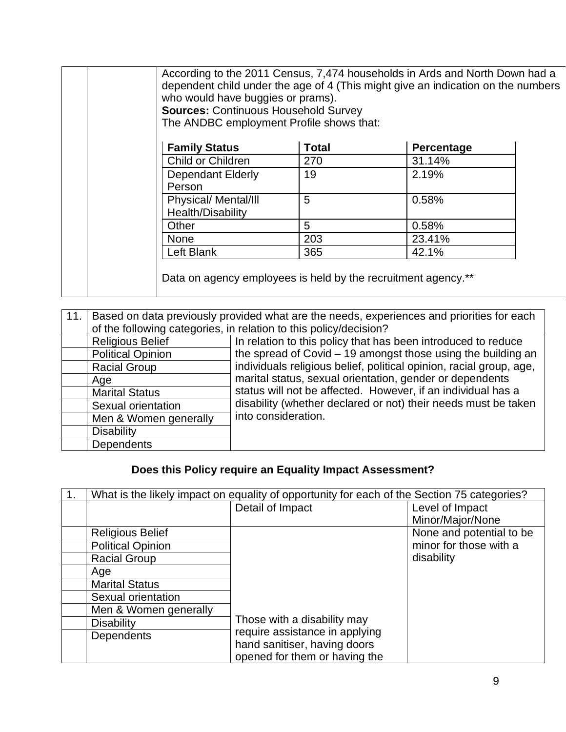According to the 2011 Census, 7,474 households in Ards and North Down had a dependent child under the age of 4 (This might give an indication on the numbers who would have buggies or prams).

**Sources:** Continuous Household Survey

The ANDBC employment Profile shows that:

| Family Status | Total | Percentage |
|---|---|---|
| Child or Children | 270 | 31.14% |
| Dependant Elderly Person | 19 | 2.19% |
| Physical/ Mental/Ill Health/Disability | 5 | 0.58% |
| Other | 5 | 0.58% |
| None | 203 | 23.41% |
| Left Blank | 365 | 42.1% |

Data on agency employees is held by the recruitment agency.**

| 11. | Based on data previously provided what are the needs, experiences and priorities for each of the following categories, in relation to this policy/decision? | |
|---|---|---|
| | Religious Belief | In relation to this policy that has been introduced to reduce the spread of Covid – 19 amongst those using the building an individuals religious belief, political opinion, racial group, age, marital status, sexual orientation, gender or dependents status will not be affected. However, if an individual has a disability (whether declared or not) their needs must be taken into consideration. |
| | Political Opinion | |
| | Racial Group | |
| | Age | |
| | Marital Status | |
| | Sexual orientation | |
| | Men & Women generally | |
| | Disability | |
| | Dependents | |

## Does this Policy require an Equality Impact Assessment?

| 1. | What is the likely impact on equality of opportunity for each of the Section 75 categories? | | |
|---|---|---|---|
| | | Detail of Impact | Level of Impact Minor/Major/None |
| | Religious Belief | Those with a disability may require assistance in applying hand sanitiser, having doors opened for them or having the | None and potential to be minor for those with a disability |
| | Political Opinion | | |
| | Racial Group | | |
| | Age | | |
| | Marital Status | | |
| | Sexual orientation | | |
| | Men & Women generally | | |
| | Disability | | |
| | Dependents | | |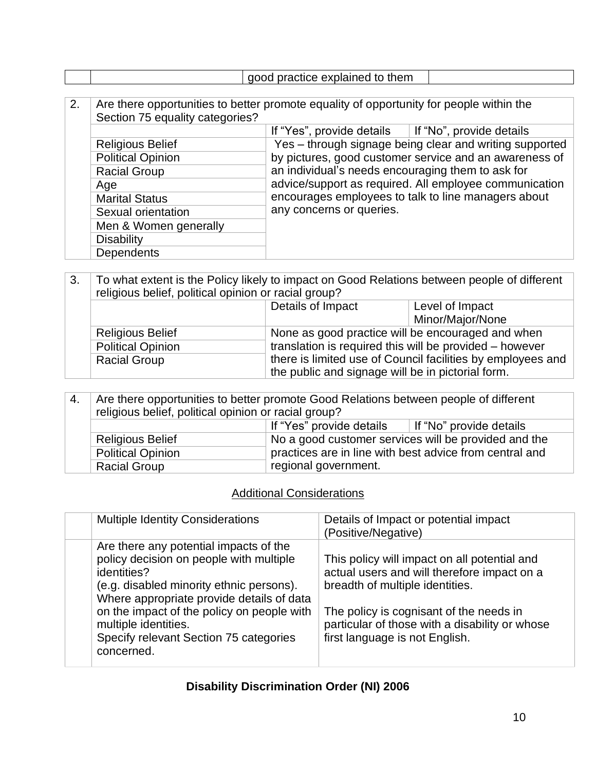| | | good practice explained to them | |
|---|---|---|---|

| 2. | Are there opportunities to better promote equality of opportunity for people within the Section 75 equality categories? | | |
|---|---|---|---|
| | | If "Yes", provide details | If "No", provide details |
| | Religious Belief | Yes – through signage being clear and writing supported by pictures, good customer service and an awareness of an individual's needs encouraging them to ask for advice/support as required. All employee communication encourages employees to talk to line managers about any concerns or queries. | |
| | Political Opinion | | |
| | Racial Group | | |
| | Age | | |
| | Marital Status | | |
| | Sexual orientation | | |
| | Men & Women generally | | |
| | Disability | | |
| | Dependents | | |

| 3. | To what extent is the Policy likely to impact on Good Relations between people of different religious belief, political opinion or racial group? | | |
|---|---|---|---|
| | | Details of Impact | Level of Impact Minor/Major/None |
| | Religious Belief | None as good practice will be encouraged and when translation is required this will be provided – however there is limited use of Council facilities by employees and the public and signage will be in pictorial form. | |
| | Political Opinion | | |
| | Racial Group | | |

| 4. | Are there opportunities to better promote Good Relations between people of different religious belief, political opinion or racial group? | | |
|---|---|---|---|
| | | If "Yes" provide details | If "No" provide details |
| | Religious Belief | No a good customer services will be provided and the practices are in line with best advice from central and regional government. | |
| | Political Opinion | | |
| | Racial Group | | |

## Additional Considerations

| | Multiple Identity Considerations | Details of Impact or potential impact (Positive/Negative) |
|---|---|---|
| | Are there any potential impacts of the policy decision on people with multiple identities? (e.g. disabled minority ethnic persons). Where appropriate provide details of data on the impact of the policy on people with multiple identities. Specify relevant Section 75 categories concerned. | This policy will impact on all potential and actual users and will therefore impact on a breadth of multiple identities.<br><br>The policy is cognisant of the needs in particular of those with a disability or whose first language is not English. |

**Disability Discrimination Order (NI) 2006**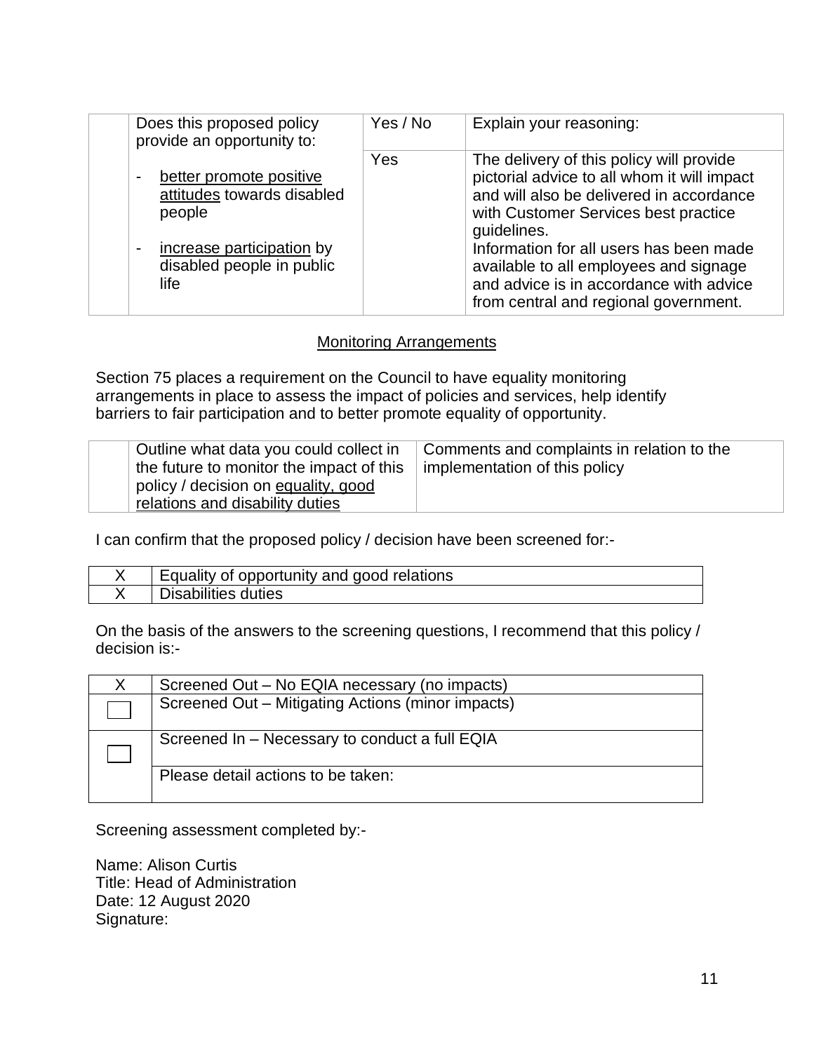| | Does this proposed policy provide an opportunity to:<br><br>- better promote positive attitudes towards disabled people<br><br>- increase participation by disabled people in public life | Yes / No | Explain your reasoning: |
|---|---|---|---|
| | | Yes | The delivery of this policy will provide pictorial advice to all whom it will impact and will also be delivered in accordance with Customer Services best practice guidelines.<br>Information for all users has been made available to all employees and signage and advice is in accordance with advice from central and regional government. |

## Monitoring Arrangements

Section 75 places a requirement on the Council to have equality monitoring arrangements in place to assess the impact of policies and services, help identify barriers to fair participation and to better promote equality of opportunity.

| | Outline what data you could collect in the future to monitor the impact of this policy / decision on equality, good relations and disability duties | Comments and complaints in relation to the implementation of this policy |
|---|---|---|

I can confirm that the proposed policy / decision have been screened for:-

| | |
|---|---|
| X | Equality of opportunity and good relations |
| X | Disabilities duties |

On the basis of the answers to the screening questions, I recommend that this policy / decision is:-

| | |
|---|---|
| X | Screened Out – No EQIA necessary (no impacts) |
| ☐ | Screened Out – Mitigating Actions (minor impacts) |
| ☐ | Screened In – Necessary to conduct a full EQIA |
| | Please detail actions to be taken: |

Screening assessment completed by:-

Name: Alison Curtis
Title: Head of Administration
Date: 12 August 2020
Signature: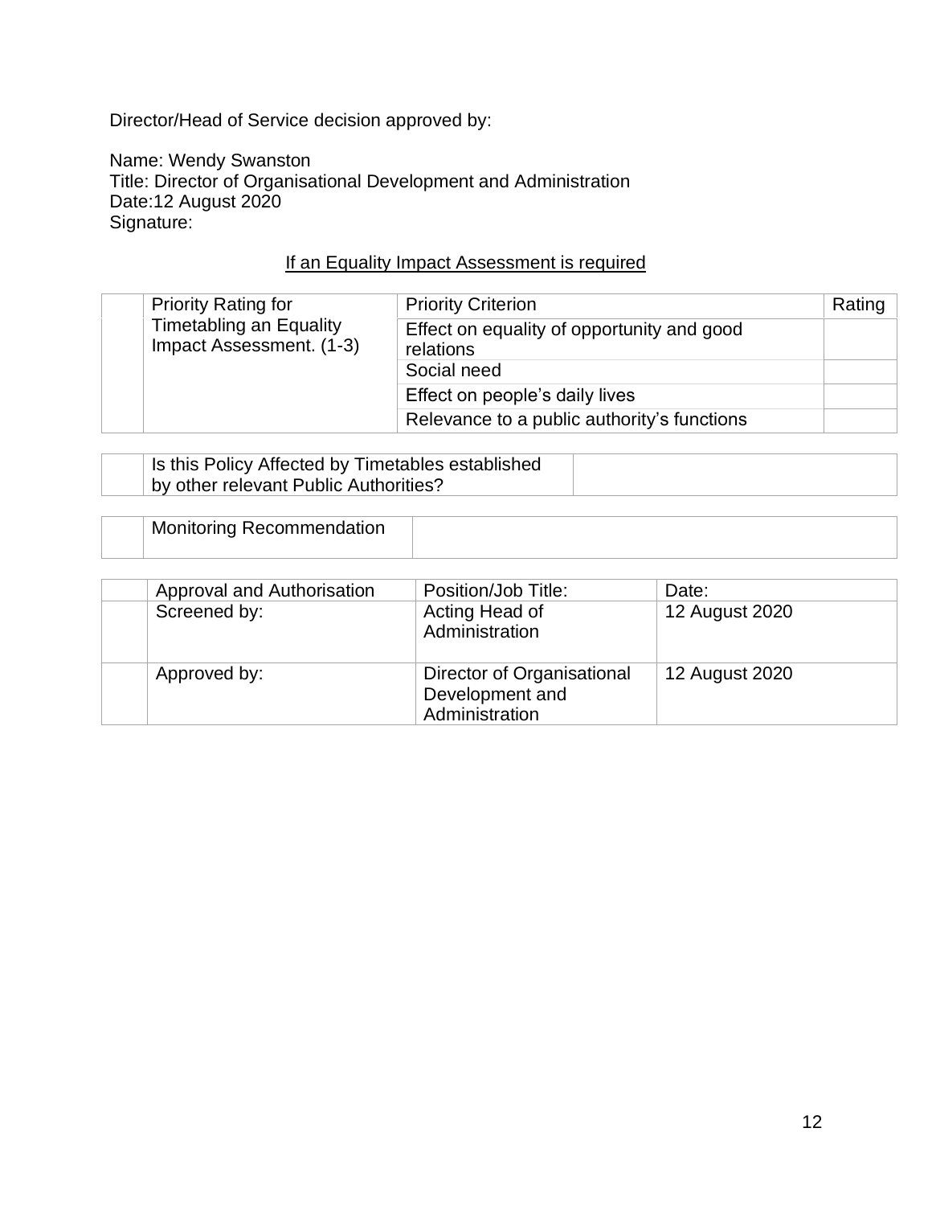Director/Head of Service decision approved by:

Name: Wendy Swanston
Title: Director of Organisational Development and Administration
Date:12 August 2020
Signature:

<u>If an Equality Impact Assessment is required</u>

| | | | |
|---|---|---|---|
| | Priority Rating for Timetabling an Equality Impact Assessment. (1-3) | Priority Criterion | Rating |
| | | Effect on equality of opportunity and good relations | |
| | | Social need | |
| | | Effect on people's daily lives | |
| | | Relevance to a public authority's functions | |

| | | |
|---|---|---|
| | Is this Policy Affected by Timetables established by other relevant Public Authorities? | |

| | | |
|---|---|---|
| | Monitoring Recommendation | |

| | Approval and Authorisation | Position/Job Title: | Date: |
|---|---|---|---|
| | Screened by: | Acting Head of Administration | 12 August 2020 |
| | Approved by: | Director of Organisational Development and Administration | 12 August 2020 |